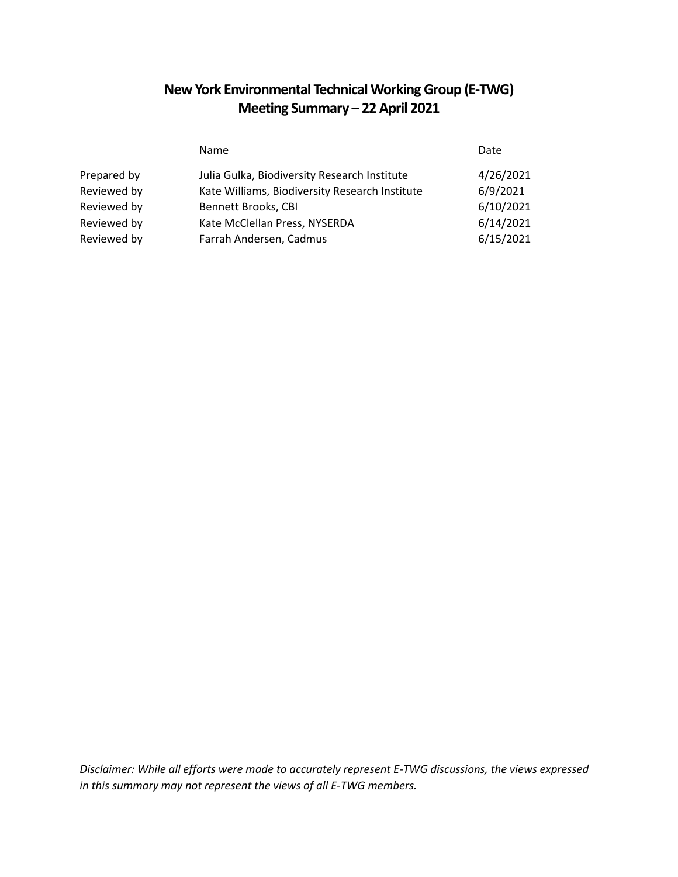# New York Environmental Technical Working Group (E-TWG)
# Meeting Summary – 22 April 2021

| | Name | Date |
|---|---|---|
| Prepared by | Julia Gulka, Biodiversity Research Institute | 4/26/2021 |
| Reviewed by | Kate Williams, Biodiversity Research Institute | 6/9/2021 |
| Reviewed by | Bennett Brooks, CBI | 6/10/2021 |
| Reviewed by | Kate McClellan Press, NYSERDA | 6/14/2021 |
| Reviewed by | Farrah Andersen, Cadmus | 6/15/2021 |

*Disclaimer: While all efforts were made to accurately represent E-TWG discussions, the views expressed in this summary may not represent the views of all E-TWG members.*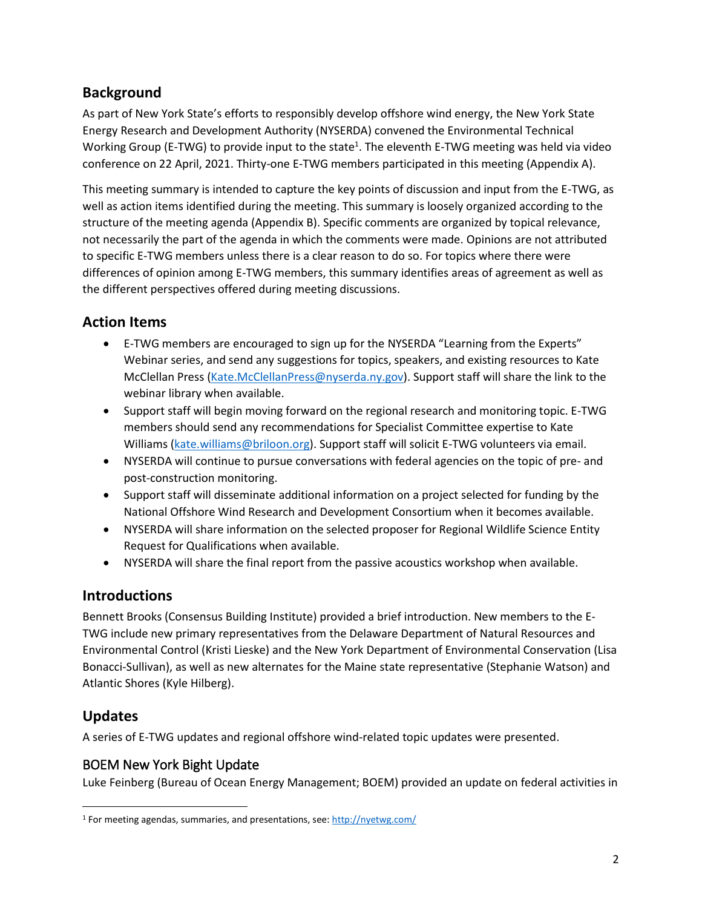## Background

As part of New York State's efforts to responsibly develop offshore wind energy, the New York State Energy Research and Development Authority (NYSERDA) convened the Environmental Technical Working Group (E-TWG) to provide input to the state[1]. The eleventh E-TWG meeting was held via video conference on 22 April, 2021. Thirty-one E-TWG members participated in this meeting (Appendix A).

This meeting summary is intended to capture the key points of discussion and input from the E-TWG, as well as action items identified during the meeting. This summary is loosely organized according to the structure of the meeting agenda (Appendix B). Specific comments are organized by topical relevance, not necessarily the part of the agenda in which the comments were made. Opinions are not attributed to specific E-TWG members unless there is a clear reason to do so. For topics where there were differences of opinion among E-TWG members, this summary identifies areas of agreement as well as the different perspectives offered during meeting discussions.

## Action Items

- E-TWG members are encouraged to sign up for the NYSERDA "Learning from the Experts" Webinar series, and send any suggestions for topics, speakers, and existing resources to Kate McClellan Press (Kate.McClellanPress@nyserda.ny.gov). Support staff will share the link to the webinar library when available.
- Support staff will begin moving forward on the regional research and monitoring topic. E-TWG members should send any recommendations for Specialist Committee expertise to Kate Williams (kate.williams@briloon.org). Support staff will solicit E-TWG volunteers via email.
- NYSERDA will continue to pursue conversations with federal agencies on the topic of pre- and post-construction monitoring.
- Support staff will disseminate additional information on a project selected for funding by the National Offshore Wind Research and Development Consortium when it becomes available.
- NYSERDA will share information on the selected proposer for Regional Wildlife Science Entity Request for Qualifications when available.
- NYSERDA will share the final report from the passive acoustics workshop when available.

## Introductions

Bennett Brooks (Consensus Building Institute) provided a brief introduction. New members to the E-TWG include new primary representatives from the Delaware Department of Natural Resources and Environmental Control (Kristi Lieske) and the New York Department of Environmental Conservation (Lisa Bonacci-Sullivan), as well as new alternates for the Maine state representative (Stephanie Watson) and Atlantic Shores (Kyle Hilberg).

## Updates

A series of E-TWG updates and regional offshore wind-related topic updates were presented.

### BOEM New York Bight Update

Luke Feinberg (Bureau of Ocean Energy Management; BOEM) provided an update on federal activities in

[1] For meeting agendas, summaries, and presentations, see: http://nyetwg.com/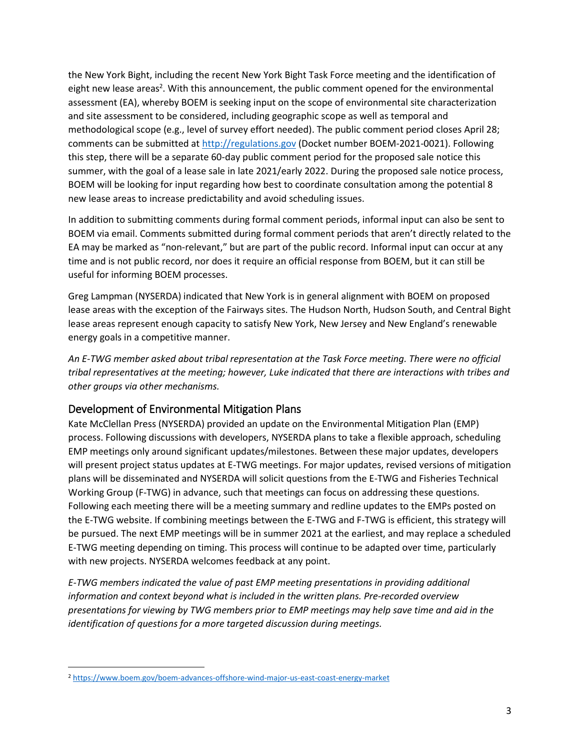the New York Bight, including the recent New York Bight Task Force meeting and the identification of eight new lease areas[2]. With this announcement, the public comment opened for the environmental assessment (EA), whereby BOEM is seeking input on the scope of environmental site characterization and site assessment to be considered, including geographic scope as well as temporal and methodological scope (e.g., level of survey effort needed). The public comment period closes April 28; comments can be submitted at [http://regulations.gov](http://regulations.gov) (Docket number BOEM-2021-0021). Following this step, there will be a separate 60-day public comment period for the proposed sale notice this summer, with the goal of a lease sale in late 2021/early 2022. During the proposed sale notice process, BOEM will be looking for input regarding how best to coordinate consultation among the potential 8 new lease areas to increase predictability and avoid scheduling issues.

In addition to submitting comments during formal comment periods, informal input can also be sent to BOEM via email. Comments submitted during formal comment periods that aren't directly related to the EA may be marked as "non-relevant," but are part of the public record. Informal input can occur at any time and is not public record, nor does it require an official response from BOEM, but it can still be useful for informing BOEM processes.

Greg Lampman (NYSERDA) indicated that New York is in general alignment with BOEM on proposed lease areas with the exception of the Fairways sites. The Hudson North, Hudson South, and Central Bight lease areas represent enough capacity to satisfy New York, New Jersey and New England's renewable energy goals in a competitive manner.

*An E-TWG member asked about tribal representation at the Task Force meeting. There were no official tribal representatives at the meeting; however, Luke indicated that there are interactions with tribes and other groups via other mechanisms.*

## Development of Environmental Mitigation Plans

Kate McClellan Press (NYSERDA) provided an update on the Environmental Mitigation Plan (EMP) process. Following discussions with developers, NYSERDA plans to take a flexible approach, scheduling EMP meetings only around significant updates/milestones. Between these major updates, developers will present project status updates at E-TWG meetings. For major updates, revised versions of mitigation plans will be disseminated and NYSERDA will solicit questions from the E-TWG and Fisheries Technical Working Group (F-TWG) in advance, such that meetings can focus on addressing these questions. Following each meeting there will be a meeting summary and redline updates to the EMPs posted on the E-TWG website. If combining meetings between the E-TWG and F-TWG is efficient, this strategy will be pursued. The next EMP meetings will be in summer 2021 at the earliest, and may replace a scheduled E-TWG meeting depending on timing. This process will continue to be adapted over time, particularly with new projects. NYSERDA welcomes feedback at any point.

*E-TWG members indicated the value of past EMP meeting presentations in providing additional information and context beyond what is included in the written plans. Pre-recorded overview presentations for viewing by TWG members prior to EMP meetings may help save time and aid in the identification of questions for a more targeted discussion during meetings.*

---

[2] [https://www.boem.gov/boem-advances-offshore-wind-major-us-east-coast-energy-market](https://www.boem.gov/boem-advances-offshore-wind-major-us-east-coast-energy-market)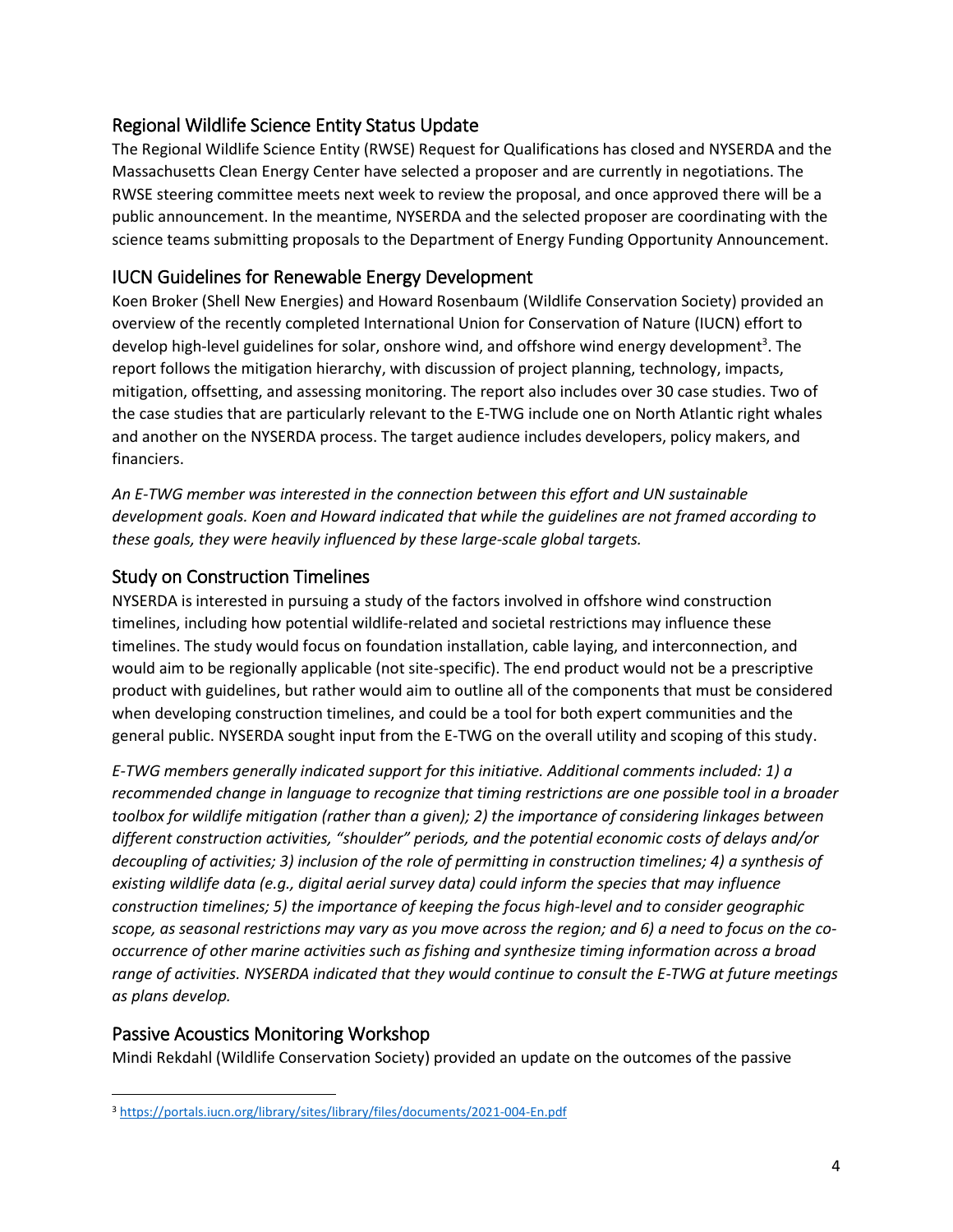## Regional Wildlife Science Entity Status Update

The Regional Wildlife Science Entity (RWSE) Request for Qualifications has closed and NYSERDA and the Massachusetts Clean Energy Center have selected a proposer and are currently in negotiations. The RWSE steering committee meets next week to review the proposal, and once approved there will be a public announcement. In the meantime, NYSERDA and the selected proposer are coordinating with the science teams submitting proposals to the Department of Energy Funding Opportunity Announcement.

## IUCN Guidelines for Renewable Energy Development

Koen Broker (Shell New Energies) and Howard Rosenbaum (Wildlife Conservation Society) provided an overview of the recently completed International Union for Conservation of Nature (IUCN) effort to develop high-level guidelines for solar, onshore wind, and offshore wind energy development[3]. The report follows the mitigation hierarchy, with discussion of project planning, technology, impacts, mitigation, offsetting, and assessing monitoring. The report also includes over 30 case studies. Two of the case studies that are particularly relevant to the E-TWG include one on North Atlantic right whales and another on the NYSERDA process. The target audience includes developers, policy makers, and financiers.

*An E-TWG member was interested in the connection between this effort and UN sustainable development goals. Koen and Howard indicated that while the guidelines are not framed according to these goals, they were heavily influenced by these large-scale global targets.*

## Study on Construction Timelines

NYSERDA is interested in pursuing a study of the factors involved in offshore wind construction timelines, including how potential wildlife-related and societal restrictions may influence these timelines. The study would focus on foundation installation, cable laying, and interconnection, and would aim to be regionally applicable (not site-specific). The end product would not be a prescriptive product with guidelines, but rather would aim to outline all of the components that must be considered when developing construction timelines, and could be a tool for both expert communities and the general public. NYSERDA sought input from the E-TWG on the overall utility and scoping of this study.

*E-TWG members generally indicated support for this initiative. Additional comments included: 1) a recommended change in language to recognize that timing restrictions are one possible tool in a broader toolbox for wildlife mitigation (rather than a given); 2) the importance of considering linkages between different construction activities, "shoulder" periods, and the potential economic costs of delays and/or decoupling of activities; 3) inclusion of the role of permitting in construction timelines; 4) a synthesis of existing wildlife data (e.g., digital aerial survey data) could inform the species that may influence construction timelines; 5) the importance of keeping the focus high-level and to consider geographic scope, as seasonal restrictions may vary as you move across the region; and 6) a need to focus on the co-occurrence of other marine activities such as fishing and synthesize timing information across a broad range of activities. NYSERDA indicated that they would continue to consult the E-TWG at future meetings as plans develop.*

## Passive Acoustics Monitoring Workshop

Mindi Rekdahl (Wildlife Conservation Society) provided an update on the outcomes of the passive

[3] https://portals.iucn.org/library/sites/library/files/documents/2021-004-En.pdf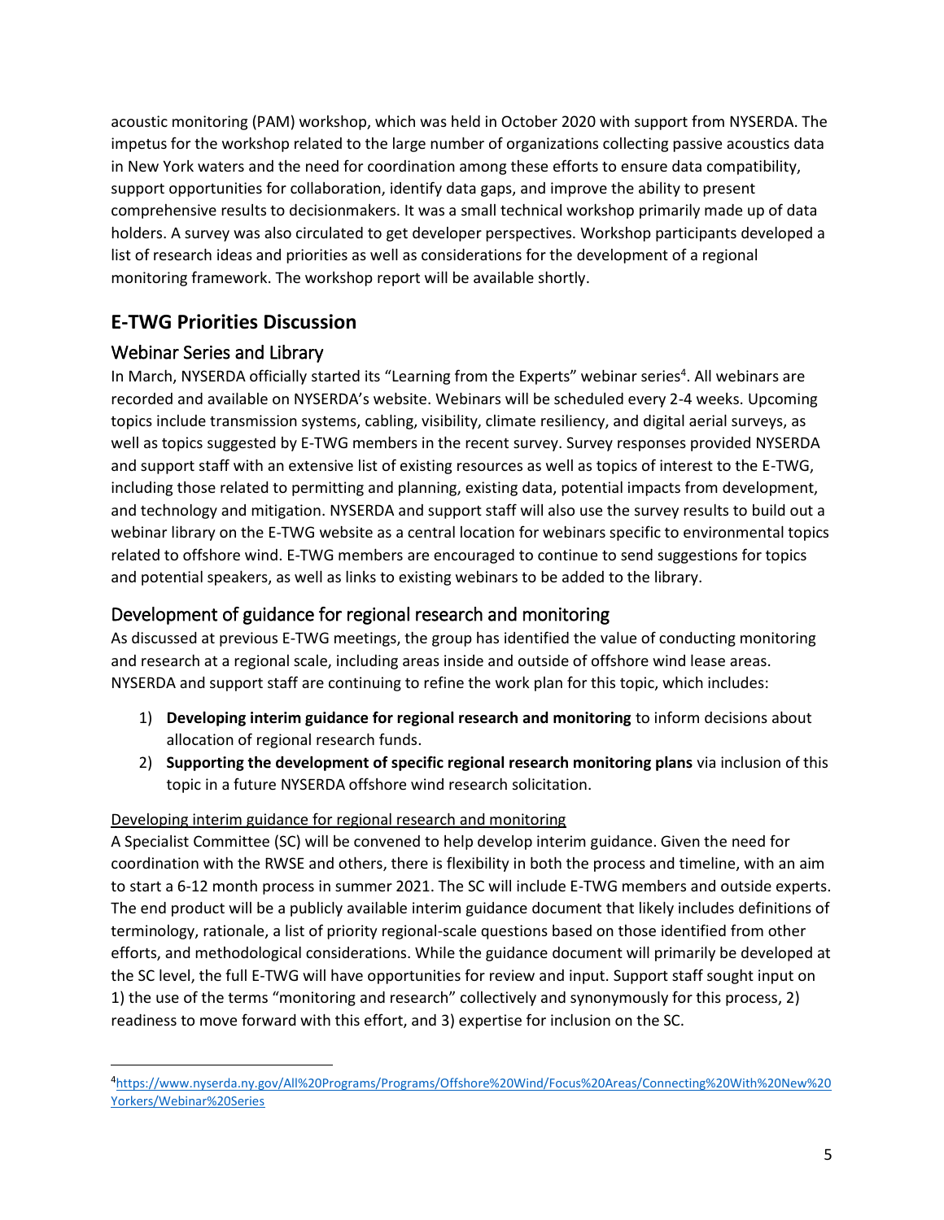acoustic monitoring (PAM) workshop, which was held in October 2020 with support from NYSERDA. The impetus for the workshop related to the large number of organizations collecting passive acoustics data in New York waters and the need for coordination among these efforts to ensure data compatibility, support opportunities for collaboration, identify data gaps, and improve the ability to present comprehensive results to decisionmakers. It was a small technical workshop primarily made up of data holders. A survey was also circulated to get developer perspectives. Workshop participants developed a list of research ideas and priorities as well as considerations for the development of a regional monitoring framework. The workshop report will be available shortly.

## E-TWG Priorities Discussion

### Webinar Series and Library

In March, NYSERDA officially started its "Learning from the Experts" webinar series[4]. All webinars are recorded and available on NYSERDA's website. Webinars will be scheduled every 2-4 weeks. Upcoming topics include transmission systems, cabling, visibility, climate resiliency, and digital aerial surveys, as well as topics suggested by E-TWG members in the recent survey. Survey responses provided NYSERDA and support staff with an extensive list of existing resources as well as topics of interest to the E-TWG, including those related to permitting and planning, existing data, potential impacts from development, and technology and mitigation. NYSERDA and support staff will also use the survey results to build out a webinar library on the E-TWG website as a central location for webinars specific to environmental topics related to offshore wind. E-TWG members are encouraged to continue to send suggestions for topics and potential speakers, as well as links to existing webinars to be added to the library.

### Development of guidance for regional research and monitoring

As discussed at previous E-TWG meetings, the group has identified the value of conducting monitoring and research at a regional scale, including areas inside and outside of offshore wind lease areas. NYSERDA and support staff are continuing to refine the work plan for this topic, which includes:

1) **Developing interim guidance for regional research and monitoring** to inform decisions about allocation of regional research funds.
2) **Supporting the development of specific regional research monitoring plans** via inclusion of this topic in a future NYSERDA offshore wind research solicitation.

Developing interim guidance for regional research and monitoring

A Specialist Committee (SC) will be convened to help develop interim guidance. Given the need for coordination with the RWSE and others, there is flexibility in both the process and timeline, with an aim to start a 6-12 month process in summer 2021. The SC will include E-TWG members and outside experts. The end product will be a publicly available interim guidance document that likely includes definitions of terminology, rationale, a list of priority regional-scale questions based on those identified from other efforts, and methodological considerations. While the guidance document will primarily be developed at the SC level, the full E-TWG will have opportunities for review and input. Support staff sought input on 1) the use of the terms "monitoring and research" collectively and synonymously for this process, 2) readiness to move forward with this effort, and 3) expertise for inclusion on the SC.

[4] https://www.nyserda.ny.gov/All%20Programs/Programs/Offshore%20Wind/Focus%20Areas/Connecting%20With%20New%20Yorkers/Webinar%20Series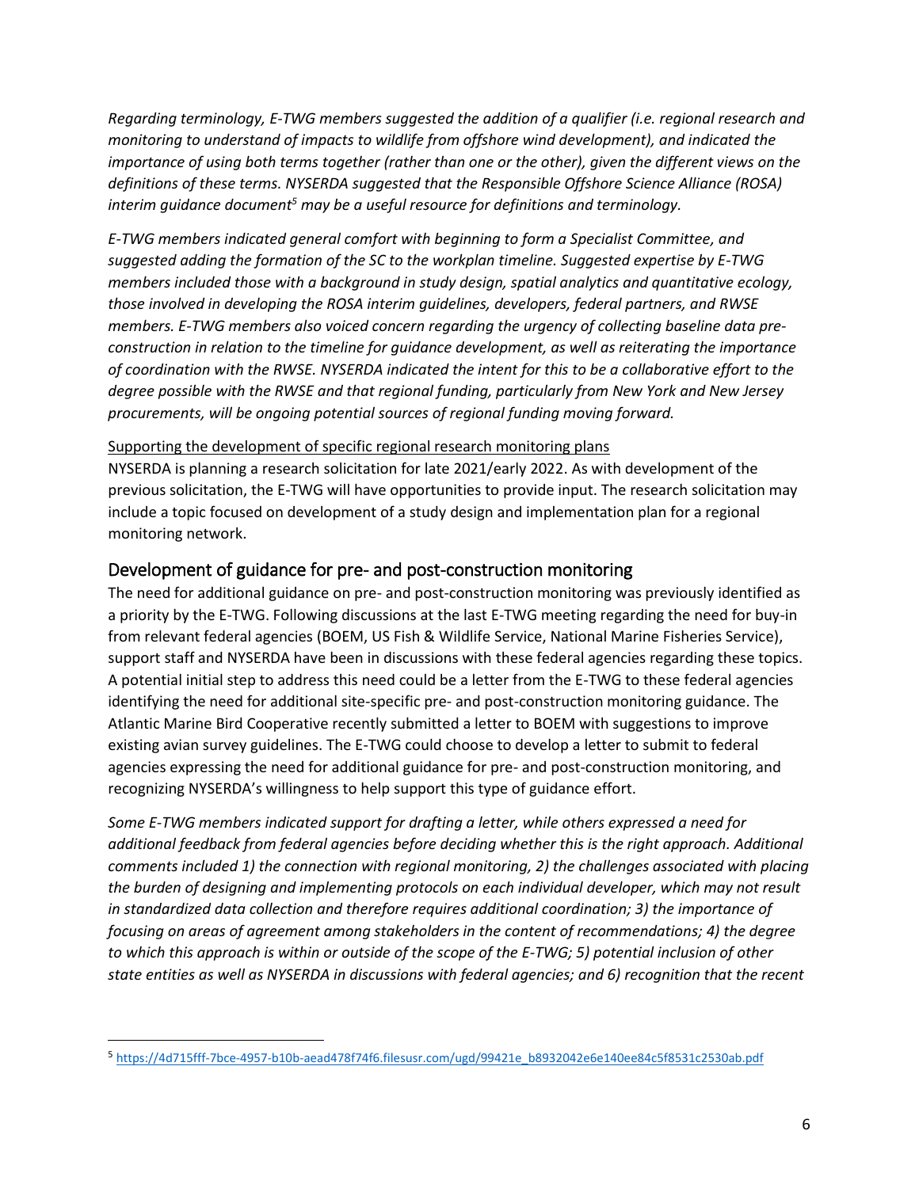*Regarding terminology, E-TWG members suggested the addition of a qualifier (i.e. regional research and monitoring to understand of impacts to wildlife from offshore wind development), and indicated the importance of using both terms together (rather than one or the other), given the different views on the definitions of these terms. NYSERDA suggested that the Responsible Offshore Science Alliance (ROSA) interim guidance document[5] may be a useful resource for definitions and terminology.*

*E-TWG members indicated general comfort with beginning to form a Specialist Committee, and suggested adding the formation of the SC to the workplan timeline. Suggested expertise by E-TWG members included those with a background in study design, spatial analytics and quantitative ecology, those involved in developing the ROSA interim guidelines, developers, federal partners, and RWSE members. E-TWG members also voiced concern regarding the urgency of collecting baseline data pre-construction in relation to the timeline for guidance development, as well as reiterating the importance of coordination with the RWSE. NYSERDA indicated the intent for this to be a collaborative effort to the degree possible with the RWSE and that regional funding, particularly from New York and New Jersey procurements, will be ongoing potential sources of regional funding moving forward.*

<u>Supporting the development of specific regional research monitoring plans</u>

NYSERDA is planning a research solicitation for late 2021/early 2022. As with development of the previous solicitation, the E-TWG will have opportunities to provide input. The research solicitation may include a topic focused on development of a study design and implementation plan for a regional monitoring network.

## Development of guidance for pre- and post-construction monitoring

The need for additional guidance on pre- and post-construction monitoring was previously identified as a priority by the E-TWG. Following discussions at the last E-TWG meeting regarding the need for buy-in from relevant federal agencies (BOEM, US Fish & Wildlife Service, National Marine Fisheries Service), support staff and NYSERDA have been in discussions with these federal agencies regarding these topics. A potential initial step to address this need could be a letter from the E-TWG to these federal agencies identifying the need for additional site-specific pre- and post-construction monitoring guidance. The Atlantic Marine Bird Cooperative recently submitted a letter to BOEM with suggestions to improve existing avian survey guidelines. The E-TWG could choose to develop a letter to submit to federal agencies expressing the need for additional guidance for pre- and post-construction monitoring, and recognizing NYSERDA's willingness to help support this type of guidance effort.

*Some E-TWG members indicated support for drafting a letter, while others expressed a need for additional feedback from federal agencies before deciding whether this is the right approach. Additional comments included 1) the connection with regional monitoring, 2) the challenges associated with placing the burden of designing and implementing protocols on each individual developer, which may not result in standardized data collection and therefore requires additional coordination; 3) the importance of focusing on areas of agreement among stakeholders in the content of recommendations; 4) the degree to which this approach is within or outside of the scope of the E-TWG; 5) potential inclusion of other state entities as well as NYSERDA in discussions with federal agencies; and 6) recognition that the recent*

[5] https://4d715fff-7bce-4957-b10b-aead478f74f6.filesusr.com/ugd/99421e_b8932042e6e140ee84c5f8531c2530ab.pdf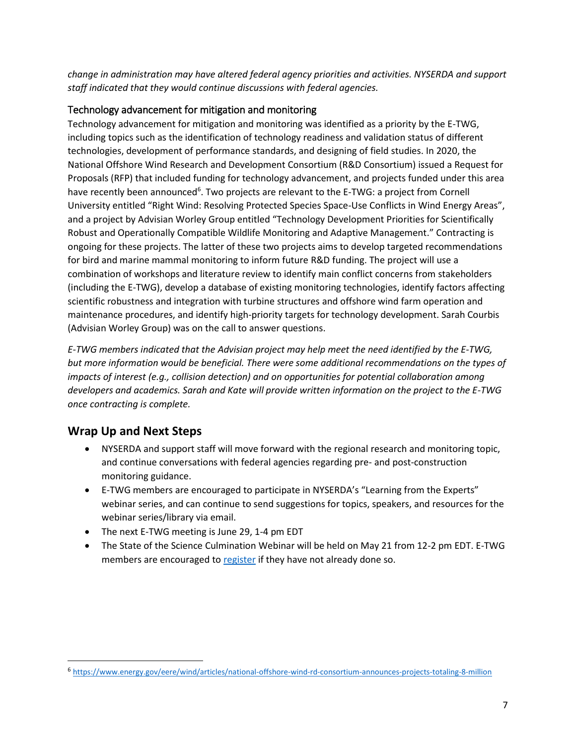*change in administration may have altered federal agency priorities and activities. NYSERDA and support staff indicated that they would continue discussions with federal agencies.*

### Technology advancement for mitigation and monitoring

Technology advancement for mitigation and monitoring was identified as a priority by the E-TWG, including topics such as the identification of technology readiness and validation status of different technologies, development of performance standards, and designing of field studies. In 2020, the National Offshore Wind Research and Development Consortium (R&D Consortium) issued a Request for Proposals (RFP) that included funding for technology advancement, and projects funded under this area have recently been announced[6]. Two projects are relevant to the E-TWG: a project from Cornell University entitled "Right Wind: Resolving Protected Species Space-Use Conflicts in Wind Energy Areas", and a project by Advisian Worley Group entitled "Technology Development Priorities for Scientifically Robust and Operationally Compatible Wildlife Monitoring and Adaptive Management." Contracting is ongoing for these projects. The latter of these two projects aims to develop targeted recommendations for bird and marine mammal monitoring to inform future R&D funding. The project will use a combination of workshops and literature review to identify main conflict concerns from stakeholders (including the E-TWG), develop a database of existing monitoring technologies, identify factors affecting scientific robustness and integration with turbine structures and offshore wind farm operation and maintenance procedures, and identify high-priority targets for technology development. Sarah Courbis (Advisian Worley Group) was on the call to answer questions.

*E-TWG members indicated that the Advisian project may help meet the need identified by the E-TWG, but more information would be beneficial. There were some additional recommendations on the types of impacts of interest (e.g., collision detection) and on opportunities for potential collaboration among developers and academics. Sarah and Kate will provide written information on the project to the E-TWG once contracting is complete.*

## Wrap Up and Next Steps

- NYSERDA and support staff will move forward with the regional research and monitoring topic, and continue conversations with federal agencies regarding pre- and post-construction monitoring guidance.
- E-TWG members are encouraged to participate in NYSERDA's "Learning from the Experts" webinar series, and can continue to send suggestions for topics, speakers, and resources for the webinar series/library via email.
- The next E-TWG meeting is June 29, 1-4 pm EDT
- The State of the Science Culmination Webinar will be held on May 21 from 12-2 pm EDT. E-TWG members are encouraged to register if they have not already done so.

[6] https://www.energy.gov/eere/wind/articles/national-offshore-wind-rd-consortium-announces-projects-totaling-8-million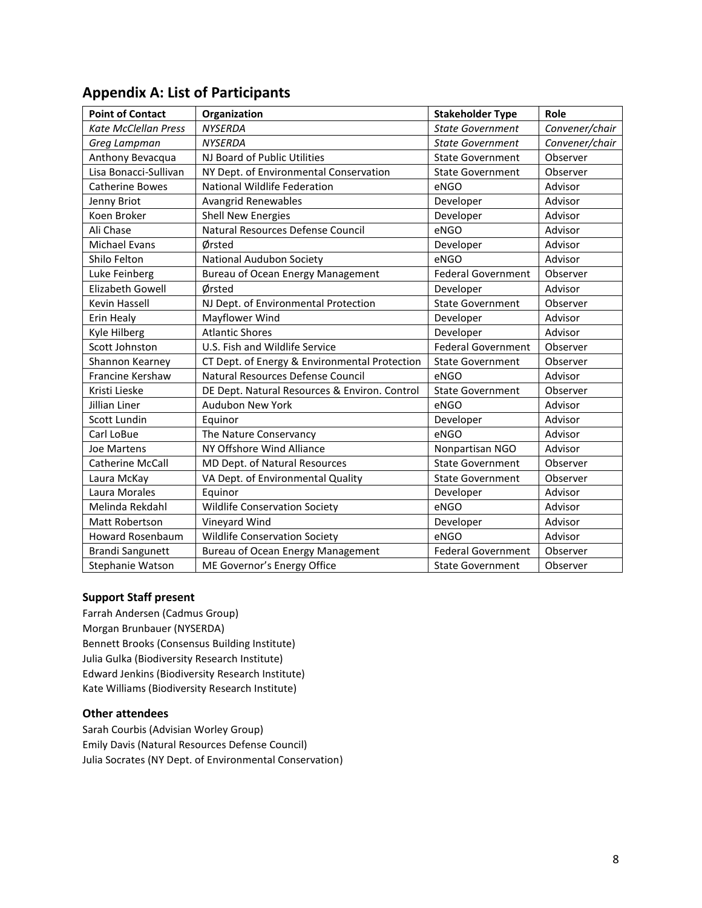## Appendix A: List of Participants

| Point of Contact | Organization | Stakeholder Type | Role |
|---|---|---|---|
| *Kate McClellan Press* | *NYSERDA* | *State Government* | *Convener/chair* |
| *Greg Lampman* | *NYSERDA* | *State Government* | *Convener/chair* |
| Anthony Bevacqua | NJ Board of Public Utilities | State Government | Observer |
| Lisa Bonacci-Sullivan | NY Dept. of Environmental Conservation | State Government | Observer |
| Catherine Bowes | National Wildlife Federation | eNGO | Advisor |
| Jenny Briot | Avangrid Renewables | Developer | Advisor |
| Koen Broker | Shell New Energies | Developer | Advisor |
| Ali Chase | Natural Resources Defense Council | eNGO | Advisor |
| Michael Evans | Ørsted | Developer | Advisor |
| Shilo Felton | National Audubon Society | eNGO | Advisor |
| Luke Feinberg | Bureau of Ocean Energy Management | Federal Government | Observer |
| Elizabeth Gowell | Ørsted | Developer | Advisor |
| Kevin Hassell | NJ Dept. of Environmental Protection | State Government | Observer |
| Erin Healy | Mayflower Wind | Developer | Advisor |
| Kyle Hilberg | Atlantic Shores | Developer | Advisor |
| Scott Johnston | U.S. Fish and Wildlife Service | Federal Government | Observer |
| Shannon Kearney | CT Dept. of Energy & Environmental Protection | State Government | Observer |
| Francine Kershaw | Natural Resources Defense Council | eNGO | Advisor |
| Kristi Lieske | DE Dept. Natural Resources & Environ. Control | State Government | Observer |
| Jillian Liner | Audubon New York | eNGO | Advisor |
| Scott Lundin | Equinor | Developer | Advisor |
| Carl LoBue | The Nature Conservancy | eNGO | Advisor |
| Joe Martens | NY Offshore Wind Alliance | Nonpartisan NGO | Advisor |
| Catherine McCall | MD Dept. of Natural Resources | State Government | Observer |
| Laura McKay | VA Dept. of Environmental Quality | State Government | Observer |
| Laura Morales | Equinor | Developer | Advisor |
| Melinda Rekdahl | Wildlife Conservation Society | eNGO | Advisor |
| Matt Robertson | Vineyard Wind | Developer | Advisor |
| Howard Rosenbaum | Wildlife Conservation Society | eNGO | Advisor |
| Brandi Sangunett | Bureau of Ocean Energy Management | Federal Government | Observer |
| Stephanie Watson | ME Governor's Energy Office | State Government | Observer |

### Support Staff present

Farrah Andersen (Cadmus Group)
Morgan Brunbauer (NYSERDA)
Bennett Brooks (Consensus Building Institute)
Julia Gulka (Biodiversity Research Institute)
Edward Jenkins (Biodiversity Research Institute)
Kate Williams (Biodiversity Research Institute)

### Other attendees

Sarah Courbis (Advisian Worley Group)
Emily Davis (Natural Resources Defense Council)
Julia Socrates (NY Dept. of Environmental Conservation)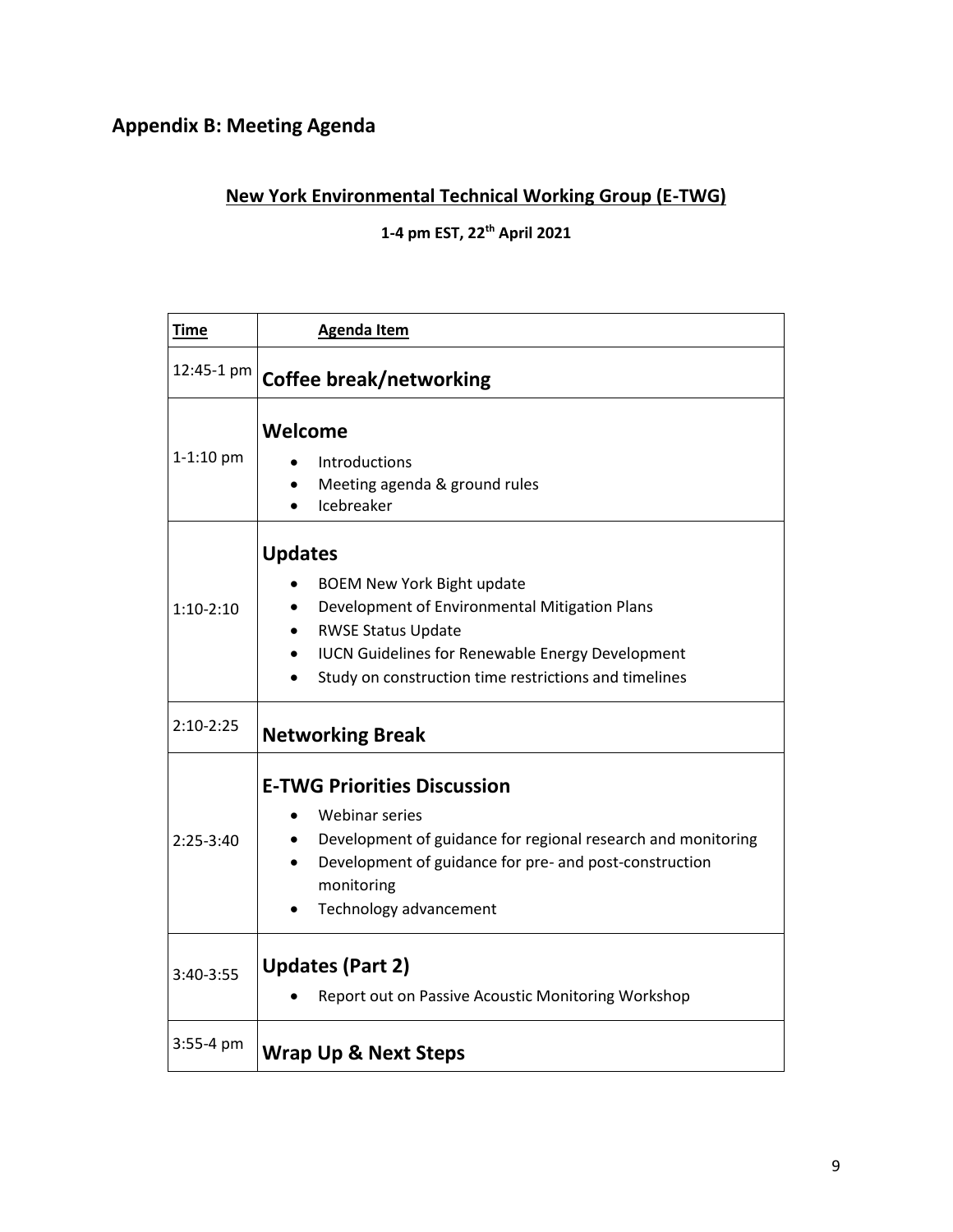# Appendix B: Meeting Agenda

## New York Environmental Technical Working Group (E-TWG)

**1-4 pm EST, 22[th] April 2021**

| **Time** | **Agenda Item** |
|---|---|
| 12:45-1 pm | **Coffee break/networking** |
| 1-1:10 pm | **Welcome**<br>• Introductions<br>• Meeting agenda & ground rules<br>• Icebreaker |
| 1:10-2:10 | **Updates**<br>• BOEM New York Bight update<br>• Development of Environmental Mitigation Plans<br>• RWSE Status Update<br>• IUCN Guidelines for Renewable Energy Development<br>• Study on construction time restrictions and timelines |
| 2:10-2:25 | **Networking Break** |
| 2:25-3:40 | **E-TWG Priorities Discussion**<br>• Webinar series<br>• Development of guidance for regional research and monitoring<br>• Development of guidance for pre- and post-construction monitoring<br>• Technology advancement |
| 3:40-3:55 | **Updates (Part 2)**<br>• Report out on Passive Acoustic Monitoring Workshop |
| 3:55-4 pm | **Wrap Up & Next Steps** |